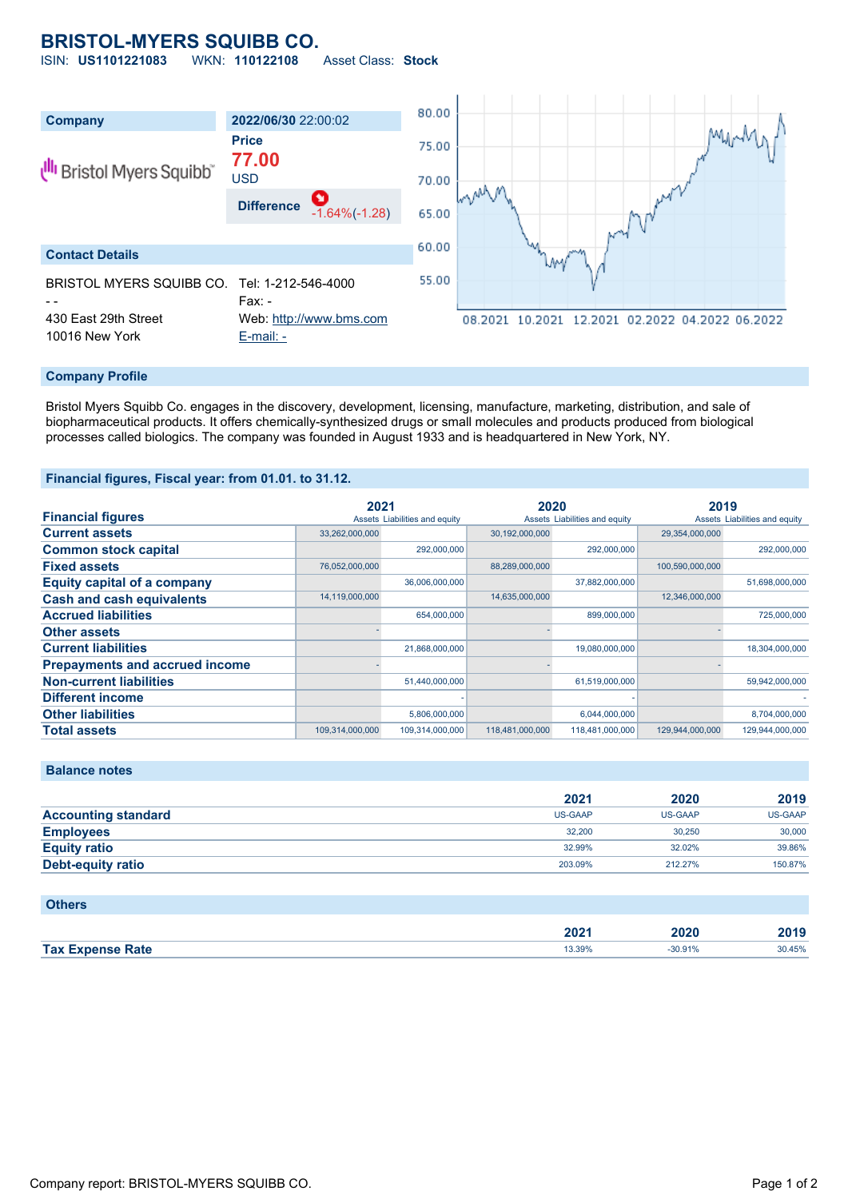# BRISTOL-MYERS SQUIBB CO.

ISIN: **US1101221083** WKN: **110122108** Asset Class: **Stock**

| Company | 2022/06/30 22:00:02 |
|---|---|
| Bristol Myers Squibb | Price **77.00** USD |
| | Difference -1.64%(-1.28) |

## Contact Details

BRISTOL MYERS SQUIBB CO.
- -
430 East 29th Street
10016 New York

Tel: 1-212-546-4000
Fax: -
Web: http://www.bms.com
E-mail: -

## Company Profile

Bristol Myers Squibb Co. engages in the discovery, development, licensing, manufacture, marketing, distribution, and sale of biopharmaceutical products. It offers chemically-synthesized drugs or small molecules and products produced from biological processes called biologics. The company was founded in August 1933 and is headquartered in New York, NY.

## Financial figures, Fiscal year: from 01.01. to 31.12.

| Financial figures | 2021 Assets | 2021 Liabilities and equity | 2020 Assets | 2020 Liabilities and equity | 2019 Assets | 2019 Liabilities and equity |
|---|---|---|---|---|---|---|
| Current assets | 33,262,000,000 | | 30,192,000,000 | | 29,354,000,000 | |
| Common stock capital | | 292,000,000 | | 292,000,000 | | 292,000,000 |
| Fixed assets | 76,052,000,000 | | 88,289,000,000 | | 100,590,000,000 | |
| Equity capital of a company | | 36,006,000,000 | | 37,882,000,000 | | 51,698,000,000 |
| Cash and cash equivalents | 14,119,000,000 | | 14,635,000,000 | | 12,346,000,000 | |
| Accrued liabilities | | 654,000,000 | | 899,000,000 | | 725,000,000 |
| Other assets | - | | - | | - | |
| Current liabilities | | 21,868,000,000 | | 19,080,000,000 | | 18,304,000,000 |
| Prepayments and accrued income | - | | - | | - | |
| Non-current liabilities | | 51,440,000,000 | | 61,519,000,000 | | 59,942,000,000 |
| Different income | | - | | - | | - |
| Other liabilities | | 5,806,000,000 | | 6,044,000,000 | | 8,704,000,000 |
| Total assets | 109,314,000,000 | 109,314,000,000 | 118,481,000,000 | 118,481,000,000 | 129,944,000,000 | 129,944,000,000 |

## Balance notes

| | 2021 | 2020 | 2019 |
|---|---|---|---|
| Accounting standard | US-GAAP | US-GAAP | US-GAAP |
| Employees | 32,200 | 30,250 | 30,000 |
| Equity ratio | 32.99% | 32.02% | 39.86% |
| Debt-equity ratio | 203.09% | 212.27% | 150.87% |

## Others

| | 2021 | 2020 | 2019 |
|---|---|---|---|
| Tax Expense Rate | 13.39% | -30.91% | 30.45% |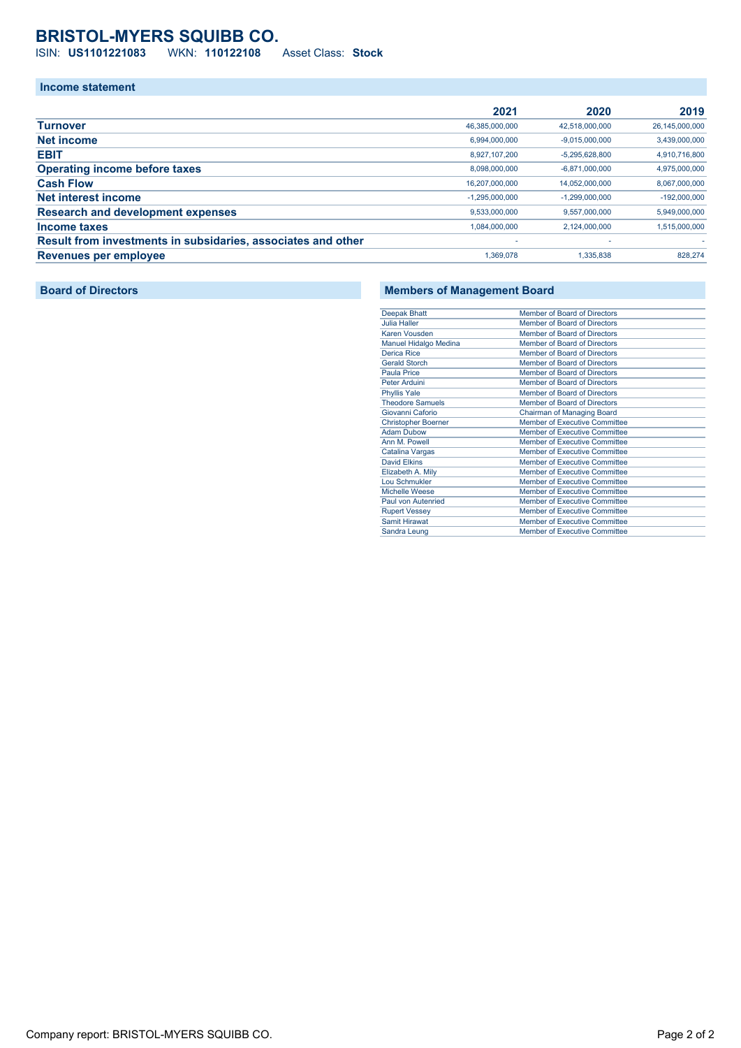# BRISTOL-MYERS SQUIBB CO.

ISIN: **US1101221083** WKN: **110122108** Asset Class: **Stock**

## Income statement

| | 2021 | 2020 | 2019 |
|---|---|---|---|
| **Turnover** | 46,385,000,000 | 42,518,000,000 | 26,145,000,000 |
| **Net income** | 6,994,000,000 | -9,015,000,000 | 3,439,000,000 |
| **EBIT** | 8,927,107,200 | -5,295,628,800 | 4,910,716,800 |
| **Operating income before taxes** | 8,098,000,000 | -6,871,000,000 | 4,975,000,000 |
| **Cash Flow** | 16,207,000,000 | 14,052,000,000 | 8,067,000,000 |
| **Net interest income** | -1,295,000,000 | -1,299,000,000 | -192,000,000 |
| **Research and development expenses** | 9,533,000,000 | 9,557,000,000 | 5,949,000,000 |
| **Income taxes** | 1,084,000,000 | 2,124,000,000 | 1,515,000,000 |
| **Result from investments in subsidaries, associates and other** | - | - | - |
| **Revenues per employee** | 1,369,078 | 1,335,838 | 828,274 |

## Board of Directors

## Members of Management Board

| | |
|---|---|
| Deepak Bhatt | Member of Board of Directors |
| Julia Haller | Member of Board of Directors |
| Karen Vousden | Member of Board of Directors |
| Manuel Hidalgo Medina | Member of Board of Directors |
| Derica Rice | Member of Board of Directors |
| Gerald Storch | Member of Board of Directors |
| Paula Price | Member of Board of Directors |
| Peter Arduini | Member of Board of Directors |
| Phyllis Yale | Member of Board of Directors |
| Theodore Samuels | Member of Board of Directors |
| Giovanni Caforio | Chairman of Managing Board |
| Christopher Boerner | Member of Executive Committee |
| Adam Dubow | Member of Executive Committee |
| Ann M. Powell | Member of Executive Committee |
| Catalina Vargas | Member of Executive Committee |
| David Elkins | Member of Executive Committee |
| Elizabeth A. Mily | Member of Executive Committee |
| Lou Schmukler | Member of Executive Committee |
| Michelle Weese | Member of Executive Committee |
| Paul von Autenried | Member of Executive Committee |
| Rupert Vessey | Member of Executive Committee |
| Samit Hirawat | Member of Executive Committee |
| Sandra Leung | Member of Executive Committee |